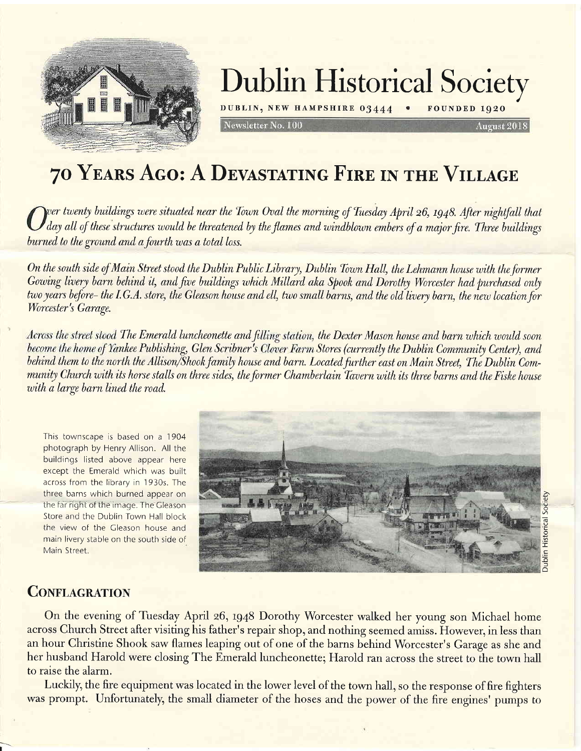# Dublin Historical Society

DUBLIN, NEW HAMPSHIRE 03444 • FOUNDED 1920

Newsletter No. 100 August 2018

# 70 Years Ago: A Devastating Fire in the Village

*Over twenty buildings were situated near the Town Oval the morning of Tuesday April 26, 1948. After nightfall that day all of these structures would be threatened by the flames and windblown embers of a major fire. Three buildings burned to the ground and a fourth was a total loss.*

*On the south side of Main Street stood the Dublin Public Library, Dublin Town Hall, the Lehmann house with the former Gowing livery barn behind it, and five buildings which Millard aka Spook and Dorothy Worcester had purchased only two years before– the I.G.A. store, the Gleason house and ell, two small barns, and the old livery barn, the new location for Worcester's Garage.*

*Across the street stood The Emerald luncheonette and filling station, the Dexter Mason house and barn which would soon become the home of Yankee Publishing, Glen Scribner's Clover Farm Stores (currently the Dublin Community Center), and behind them to the north the Allison/Shook family house and barn. Located further east on Main Street, The Dublin Community Church with its horse stalls on three sides, the former Chamberlain Tavern with its three barns and the Fiske house with a large barn lined the road.*

This townscape is based on a 1904 photograph by Henry Allison. All the buildings listed above appear here except the Emerald which was built across from the library in 1930s. The three barns which burned appear on the far right of the image. The Gleason Store and the Dublin Town Hall block the view of the Gleason house and main livery stable on the south side of Main Street.

Dublin Historical Society

## Conflagration

On the evening of Tuesday April 26, 1948 Dorothy Worcester walked her young son Michael home across Church Street after visiting his father's repair shop, and nothing seemed amiss. However, in less than an hour Christine Shook saw flames leaping out of one of the barns behind Worcester's Garage as she and her husband Harold were closing The Emerald luncheonette; Harold ran across the street to the town hall to raise the alarm.

Luckily, the fire equipment was located in the lower level of the town hall, so the response of fire fighters was prompt. Unfortunately, the small diameter of the hoses and the power of the fire engines' pumps to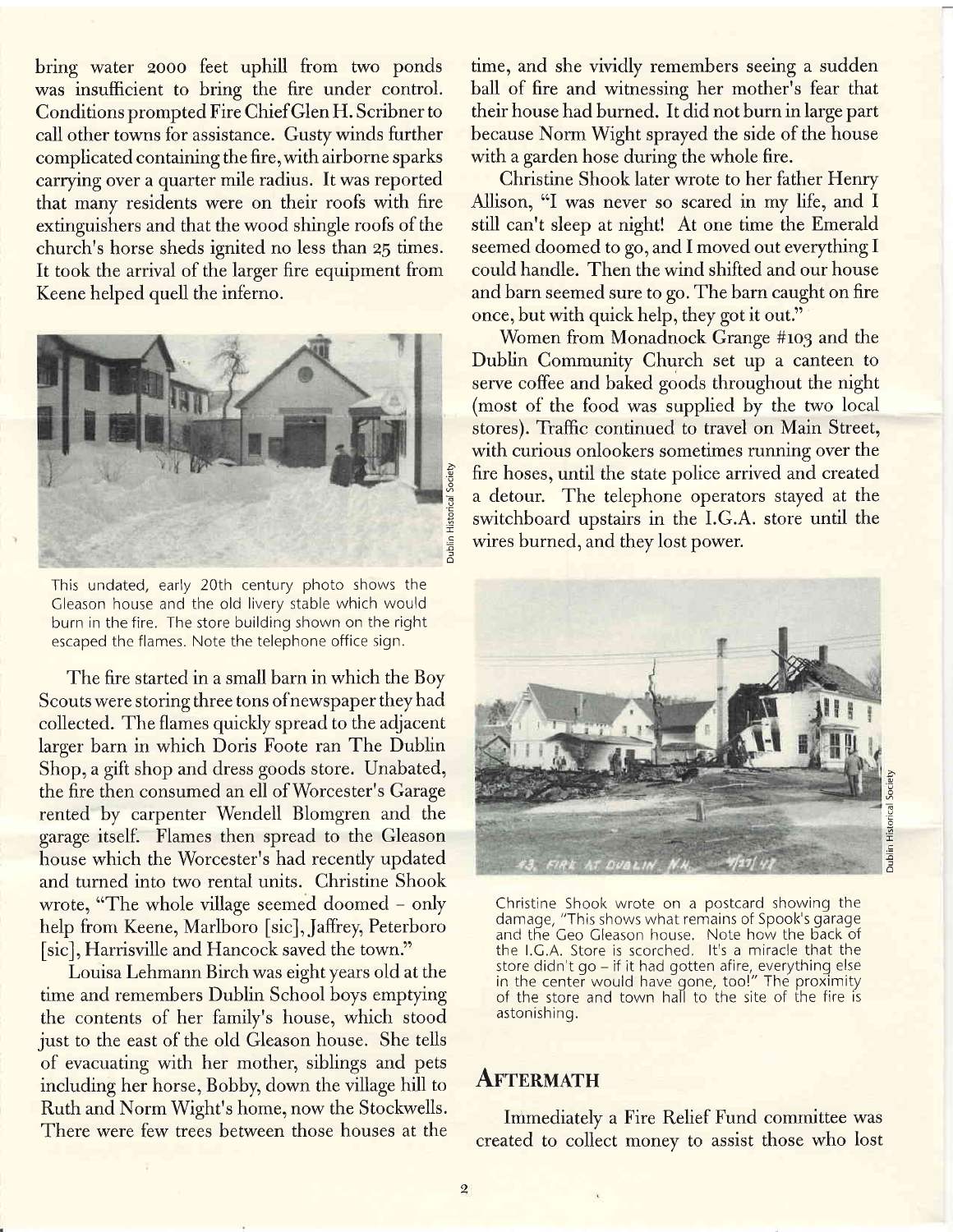bring water 2000 feet uphill from two ponds was insufficient to bring the fire under control. Conditions prompted Fire Chief Glen H. Scribner to call other towns for assistance. Gusty winds further complicated containing the fire, with airborne sparks carrying over a quarter mile radius. It was reported that many residents were on their roofs with fire extinguishers and that the wood shingle roofs of the church's horse sheds ignited no less than 25 times. It took the arrival of the larger fire equipment from Keene helped quell the inferno.

This undated, early 20th century photo shows the Gleason house and the old livery stable which would burn in the fire. The store building shown on the right escaped the flames. Note the telephone office sign.

The fire started in a small barn in which the Boy Scouts were storing three tons of newspaper they had collected. The flames quickly spread to the adjacent larger barn in which Doris Foote ran The Dublin Shop, a gift shop and dress goods store. Unabated, the fire then consumed an ell of Worcester's Garage rented by carpenter Wendell Blomgren and the garage itself. Flames then spread to the Gleason house which the Worcester's had recently updated and turned into two rental units. Christine Shook wrote, "The whole village seemed doomed – only help from Keene, Marlboro [sic], Jaffrey, Peterboro [sic], Harrisville and Hancock saved the town."

Louisa Lehmann Birch was eight years old at the time and remembers Dublin School boys emptying the contents of her family's house, which stood just to the east of the old Gleason house. She tells of evacuating with her mother, siblings and pets including her horse, Bobby, down the village hill to Ruth and Norm Wight's home, now the Stockwells. There were few trees between those houses at the time, and she vividly remembers seeing a sudden ball of fire and witnessing her mother's fear that their house had burned. It did not burn in large part because Norm Wight sprayed the side of the house with a garden hose during the whole fire.

Christine Shook later wrote to her father Henry Allison, "I was never so scared in my life, and I still can't sleep at night! At one time the Emerald seemed doomed to go, and I moved out everything I could handle. Then the wind shifted and our house and barn seemed sure to go. The barn caught on fire once, but with quick help, they got it out."

Women from Monadnock Grange #103 and the Dublin Community Church set up a canteen to serve coffee and baked goods throughout the night (most of the food was supplied by the two local stores). Traffic continued to travel on Main Street, with curious onlookers sometimes running over the fire hoses, until the state police arrived and created a detour. The telephone operators stayed at the switchboard upstairs in the I.G.A. store until the wires burned, and they lost power.

Christine Shook wrote on a postcard showing the damage, "This shows what remains of Spook's garage and the Geo Gleason house. Note how the back of the I.G.A. Store is scorched. It's a miracle that the store didn't go – if it had gotten afire, everything else in the center would have gone, too!" The proximity of the store and town hall to the site of the fire is astonishing.

## Aftermath

Immediately a Fire Relief Fund committee was created to collect money to assist those who lost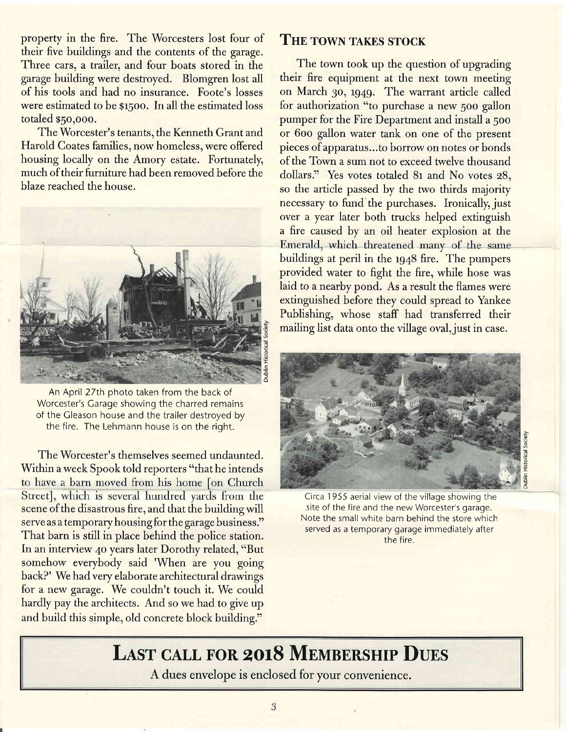property in the fire. The Worcesters lost four of their five buildings and the contents of the garage. Three cars, a trailer, and four boats stored in the garage building were destroyed. Blomgren lost all of his tools and had no insurance. Foote's losses were estimated to be $1500. In all the estimated loss totaled $50,000.

The Worcester's tenants, the Kenneth Grant and Harold Coates families, now homeless, were offered housing locally on the Amory estate. Fortunately, much of their furniture had been removed before the blaze reached the house.

An April 27th photo taken from the back of Worcester's Garage showing the charred remains of the Gleason house and the trailer destroyed by the fire. The Lehmann house is on the right.

The Worcester's themselves seemed undaunted. Within a week Spook told reporters "that he intends to have a barn moved from his home [on Church Street], which is several hundred yards from the scene of the disastrous fire, and that the building will serve as a temporary housing for the garage business." That barn is still in place behind the police station. In an interview 40 years later Dorothy related, "But somehow everybody said 'When are you going back?' We had very elaborate architectural drawings for a new garage. We couldn't touch it. We could hardly pay the architects. And so we had to give up and build this simple, old concrete block building."

## The Town Takes Stock

The town took up the question of upgrading their fire equipment at the next town meeting on March 30, 1949. The warrant article called for authorization "to purchase a new 500 gallon pumper for the Fire Department and install a 500 or 600 gallon water tank on one of the present pieces of apparatus...to borrow on notes or bonds of the Town a sum not to exceed twelve thousand dollars." Yes votes totaled 81 and No votes 28, so the article passed by the two thirds majority necessary to fund the purchases. Ironically, just over a year later both trucks helped extinguish a fire caused by an oil heater explosion at the Emerald, which threatened many of the same buildings at peril in the 1948 fire. The pumpers provided water to fight the fire, while hose was laid to a nearby pond. As a result the flames were extinguished before they could spread to Yankee Publishing, whose staff had transferred their mailing list data onto the village oval, just in case.

Circa 1955 aerial view of the village showing the site of the fire and the new Worcester's garage. Note the small white barn behind the store which served as a temporary garage immediately after the fire.

## Last call for 2018 Membership Dues

A dues envelope is enclosed for your convenience.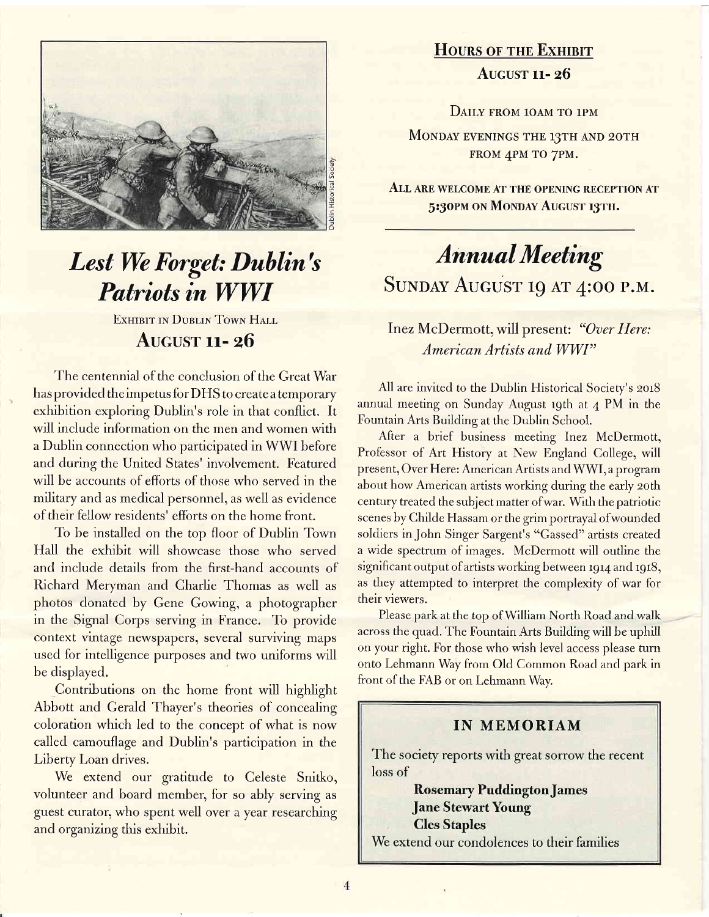Dublin Historical Society

## *Lest We Forget: Dublin's Patriots in WWI*

EXHIBIT IN DUBLIN TOWN HALL

### AUGUST 11- 26

The centennial of the conclusion of the Great War has provided the impetus for DHS to create a temporary exhibition exploring Dublin's role in that conflict. It will include information on the men and women with a Dublin connection who participated in WWI before and during the United States' involvement. Featured will be accounts of efforts of those who served in the military and as medical personnel, as well as evidence of their fellow residents' efforts on the home front.

To be installed on the top floor of Dublin Town Hall the exhibit will showcase those who served and include details from the first-hand accounts of Richard Meryman and Charlie Thomas as well as photos donated by Gene Gowing, a photographer in the Signal Corps serving in France. To provide context vintage newspapers, several surviving maps used for intelligence purposes and two uniforms will be displayed.

Contributions on the home front will highlight Abbott and Gerald Thayer's theories of concealing coloration which led to the concept of what is now called camouflage and Dublin's participation in the Liberty Loan drives.

We extend our gratitude to Celeste Snitko, volunteer and board member, for so ably serving as guest curator, who spent well over a year researching and organizing this exhibit.

**HOURS OF THE EXHIBIT**

**AUGUST 11- 26**

DAILY FROM 10AM TO 1PM

MONDAY EVENINGS THE 13TH AND 20TH FROM 4PM TO 7PM.

**ALL ARE WELCOME AT THE OPENING RECEPTION AT 5:30PM ON MONDAY AUGUST 13TH.**

## *Annual Meeting*

### SUNDAY AUGUST 19 AT 4:00 P.M.

Inez McDermott, will present: *"Over Here: American Artists and WWI"*

All are invited to the Dublin Historical Society's 2018 annual meeting on Sunday August 19th at 4 PM in the Fountain Arts Building at the Dublin School.

After a brief business meeting Inez McDermott, Professor of Art History at New England College, will present, Over Here: American Artists and WWI, a program about how American artists working during the early 20th century treated the subject matter of war. With the patriotic scenes by Childe Hassam or the grim portrayal of wounded soldiers in John Singer Sargent's "Gassed" artists created a wide spectrum of images. McDermott will outline the significant output of artists working between 1914 and 1918, as they attempted to interpret the complexity of war for their viewers.

Please park at the top of William North Road and walk across the quad. The Fountain Arts Building will be uphill on your right. For those who wish level access please turn onto Lehmann Way from Old Common Road and park in front of the FAB or on Lehmann Way.

### IN MEMORIAM

The society reports with great sorrow the recent loss of

**Rosemary Puddington James**
**Jane Stewart Young**
**Cles Staples**

We extend our condolences to their families